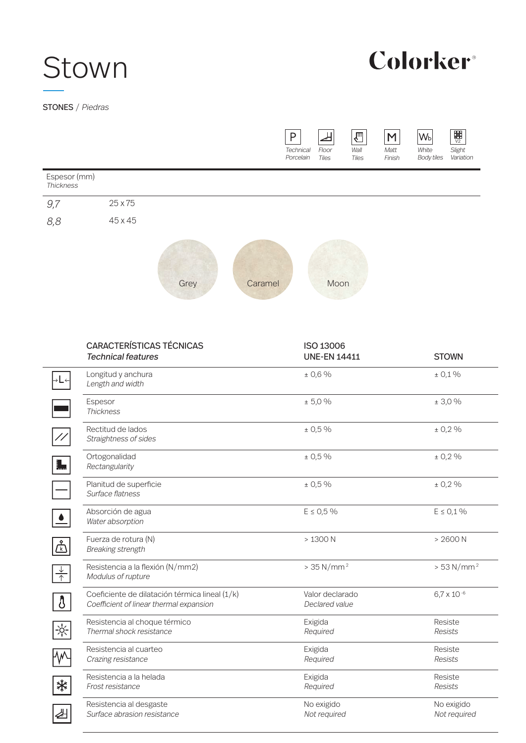# Stown

**Colorker**®

STONES / *Piedras*

| P | | | M | Wb | V2 |
|---|---|---|---|---|---|
| *Technical Porcelain* | *Floor Tiles* | *Wall Tiles* | *Matt Finish* | *White Body tiles* | *Slight Variation* |

| Espesor (mm) *Thickness* | |
|---|---|
| *9,7* | 25 x 75 |
| *8,8* | 45 x 45 |

Grey — Caramel — Moon

| CARACTERÍSTICAS TÉCNICAS *Technical features* | ISO 13006 UNE-EN 14411 | STOWN |
|---|---|---|
| Longitud y anchura *Length and width* | ± 0,6 % | ± 0,1 % |
| Espesor *Thickness* | ± 5,0 % | ± 3,0 % |
| Rectitud de lados *Straightness of sides* | ± 0,5 % | ± 0,2 % |
| Ortogonalidad *Rectangularity* | ± 0,5 % | ± 0,2 % |
| Planitud de superficie *Surface flatness* | ± 0,5 % | ± 0,2 % |
| Absorción de agua *Water absorption* | E ≤ 0,5 % | E ≤ 0,1 % |
| Fuerza de rotura (N) *Breaking strength* | > 1300 N | > 2600 N |
| Resistencia a la flexión (N/mm2) *Modulus of rupture* | > 35 N/mm$^2$ | > 53 N/mm$^2$ |
| Coeficiente de dilatación térmica lineal (1/k) *Coefficient of linear thermal expansion* | Valor declarado *Declared value* | $6{,}7 \times 10^{-6}$ |
| Resistencia al choque térmico *Thermal shock resistance* | Exigida *Required* | Resiste *Resists* |
| Resistencia al cuarteo *Crazing resistance* | Exigida *Required* | Resiste *Resists* |
| Resistencia a la helada *Frost resistance* | Exigida *Required* | Resiste *Resists* |
| Resistencia al desgaste *Surface abrasion resistance* | No exigido *Not required* | No exigido *Not required* |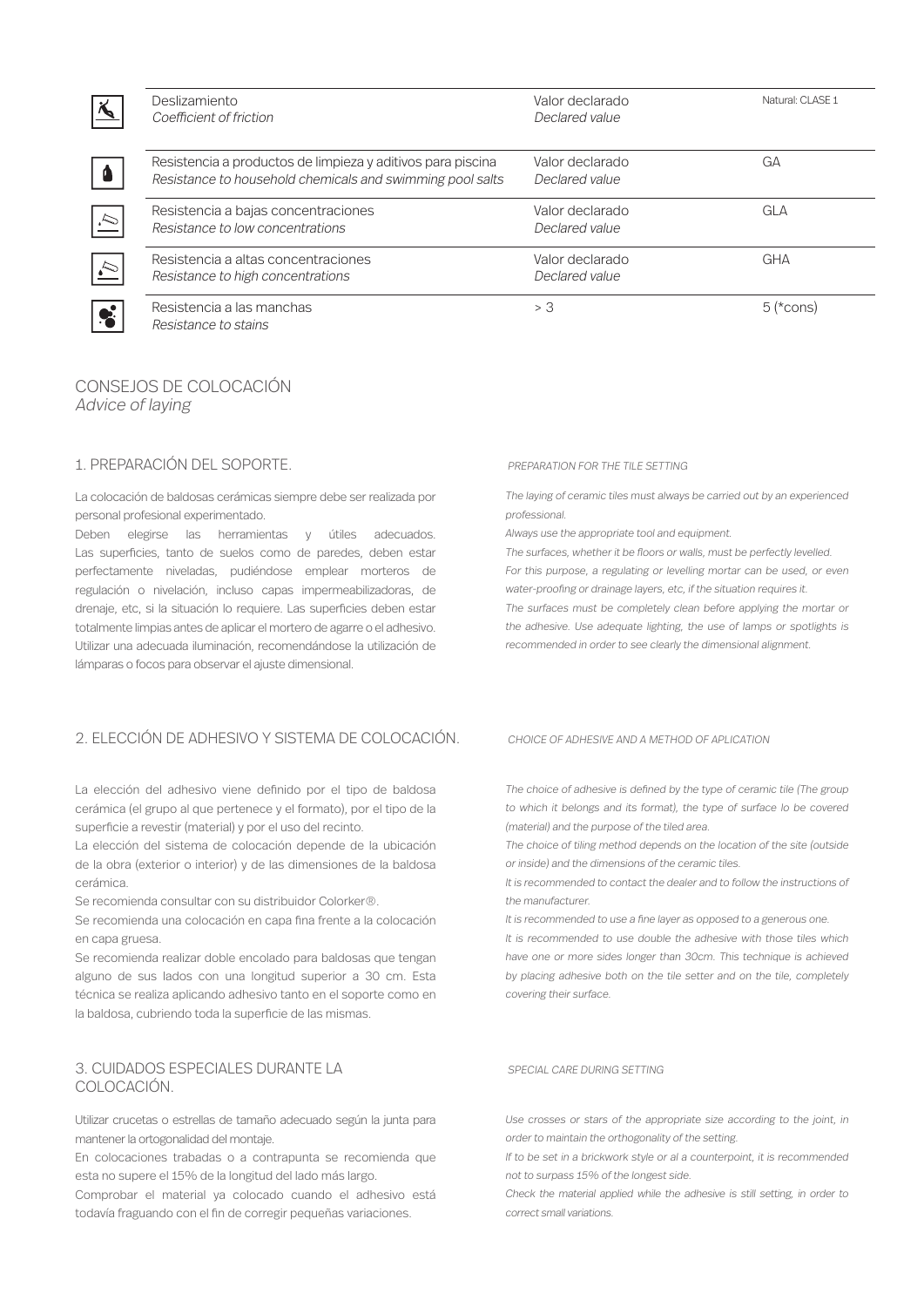| | | | |
|---|---|---|---|
| | Deslizamiento<br>*Coefficient of friction* | Valor declarado<br>*Declared value* | Natural: CLASE 1 |
| | Resistencia a productos de limpieza y aditivos para piscina<br>*Resistance to household chemicals and swimming pool salts* | Valor declarado<br>*Declared value* | GA |
| | Resistencia a bajas concentraciones<br>*Resistance to low concentrations* | Valor declarado<br>*Declared value* | GLA |
| | Resistencia a altas concentraciones<br>*Resistance to high concentrations* | Valor declarado<br>*Declared value* | GHA |
| | Resistencia a las manchas<br>*Resistance to stains* | > 3 | 5 (*cons) |

## CONSEJOS DE COLOCACIÓN
*Advice of laying*

### 1. PREPARACIÓN DEL SOPORTE.

La colocación de baldosas cerámicas siempre debe ser realizada por personal profesional experimentado.
Deben elegirse las herramientas y útiles adecuados. Las superficies, tanto de suelos como de paredes, deben estar perfectamente niveladas, pudiéndose emplear morteros de regulación o nivelación, incluso capas impermeabilizadoras, de drenaje, etc, si la situación lo requiere. Las superficies deben estar totalmente limpias antes de aplicar el mortero de agarre o el adhesivo. Utilizar una adecuada iluminación, recomendándose la utilización de lámparas o focos para observar el ajuste dimensional.

*PREPARATION FOR THE TILE SETTING*

*The laying of ceramic tiles must always be carried out by an experienced professional.*
*Always use the appropriate tool and equipment.*
*The surfaces, whether it be floors or walls, must be perfectly levelled. For this purpose, a regulating or levelling mortar can be used, or even water-proofing or drainage layers, etc, if the situation requires it.*
*The surfaces must be completely clean before applying the mortar or the adhesive. Use adequate lighting, the use of lamps or spotlights is recommended in order to see clearly the dimensional alignment.*

### 2. ELECCIÓN DE ADHESIVO Y SISTEMA DE COLOCACIÓN.

La elección del adhesivo viene definido por el tipo de baldosa cerámica (el grupo al que pertenece y el formato), por el tipo de la superficie a revestir (material) y por el uso del recinto.
La elección del sistema de colocación depende de la ubicación de la obra (exterior o interior) y de las dimensiones de la baldosa cerámica.
Se recomienda consultar con su distribuidor Colorker®.
Se recomienda una colocación en capa fina frente a la colocación en capa gruesa.
Se recomienda realizar doble encolado para baldosas que tengan alguno de sus lados con una longitud superior a 30 cm. Esta técnica se realiza aplicando adhesivo tanto en el soporte como en la baldosa, cubriendo toda la superficie de las mismas.

*CHOICE OF ADHESIVE AND A METHOD OF APLICATION*

*The choice of adhesive is defined by the type of ceramic tile (The group to which it belongs and its format), the type of surface lo be covered (material) and the purpose of the tiled area.*
*The choice of tiling method depends on the location of the site (outside or inside) and the dimensions of the ceramic tiles.*
*It is recommended to contact the dealer and to follow the instructions of the manufacturer.*
*It is recommended to use a fine layer as opposed to a generous one.*
*It is recommended to use double the adhesive with those tiles which have one or more sides longer than 30cm. This technique is achieved by placing adhesive both on the tile setter and on the tile, completely covering their surface.*

### 3. CUIDADOS ESPECIALES DURANTE LA COLOCACIÓN.

Utilizar crucetas o estrellas de tamaño adecuado según la junta para mantener la ortogonalidad del montaje.
En colocaciones trabadas o a contrapunta se recomienda que esta no supere el 15% de la longitud del lado más largo.
Comprobar el material ya colocado cuando el adhesivo está todavía fraguando con el fin de corregir pequeñas variaciones.

*SPECIAL CARE DURING SETTING*

*Use crosses or stars of the appropriate size according to the joint, in order to maintain the orthogonality of the setting.*
*If to be set in a brickwork style or al a counterpoint, it is recommended not to surpass 15% of the longest side.*
*Check the material applied while the adhesive is still setting, in order to correct small variations.*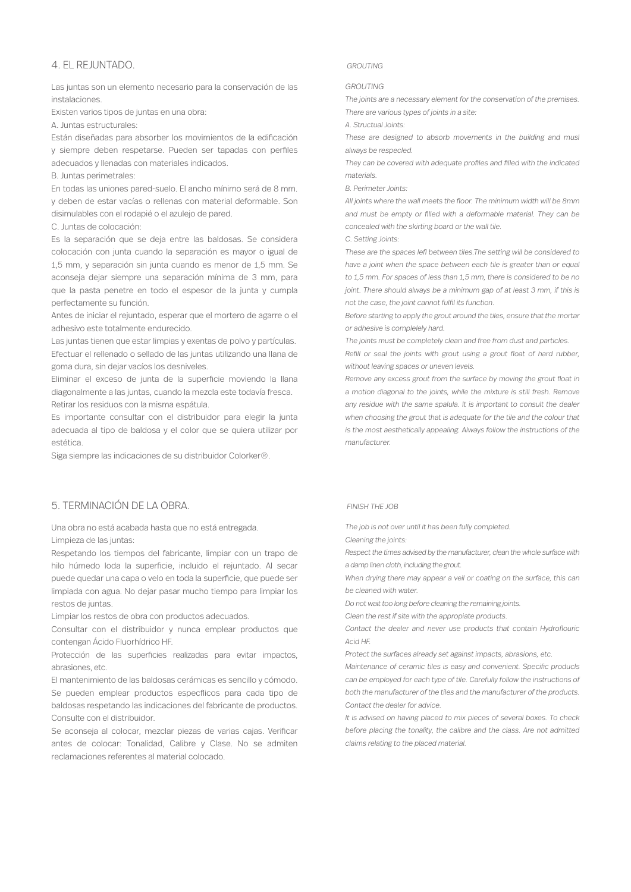## 4. EL REJUNTADO.

Las juntas son un elemento necesario para la conservación de las instalaciones.

Existen varios tipos de juntas en una obra:

A. Juntas estructurales:

Están diseñadas para absorber los movimientos de la edificación y siempre deben respetarse. Pueden ser tapadas con perfiles adecuados y llenadas con materiales indicados.

B. Juntas perimetrales:

En todas las uniones pared-suelo. El ancho mínimo será de 8 mm. y deben de estar vacías o rellenas con material deformable. Son disimulables con el rodapié o el azulejo de pared.

C. Juntas de colocación:

Es la separación que se deja entre las baldosas. Se considera colocación con junta cuando la separación es mayor o igual de 1,5 mm, y separación sin junta cuando es menor de 1,5 mm. Se aconseja dejar siempre una separación mínima de 3 mm, para que la pasta penetre en todo el espesor de la junta y cumpla perfectamente su función.

Antes de iniciar el rejuntado, esperar que el mortero de agarre o el adhesivo este totalmente endurecido.

Las juntas tienen que estar limpias y exentas de polvo y partículas.

Efectuar el rellenado o sellado de las juntas utilizando una llana de goma dura, sin dejar vacíos los desniveles.

Eliminar el exceso de junta de la superficie moviendo la llana diagonalmente a las juntas, cuando la mezcla este todavía fresca.

Retirar los residuos con la misma espátula.

Es importante consultar con el distribuidor para elegir la junta adecuada al tipo de baldosa y el color que se quiera utilizar por estética.

Siga siempre las indicaciones de su distribuidor Colorker®.

*GROUTING*

*GROUTING*

*The joints are a necessary element for the conservation of the premises.*

*There are various types of joints in a site:*

*A. Structual Joints:*

*These are designed to absorb movements in the building and musl always be respecled.*

*They can be covered with adequate profiles and filled with the indicated materials.*

*B. Perimeter Joints:*

*All joints where the wall meets the floor. The minimum width will be 8mm and must be empty or filled with a deformable material. They can be concealed with the skirting board or the wall tile.*

*C. Setting Joints:*

*These are the spaces lefl between tiles.The setting will be considered to have a joint when the space between each tile is greater than or equal to 1,5 mm. For spaces of less than 1,5 mm, there is considered to be no joint. There should always be a minimum gap of at least 3 mm, if this is not the case, the joint cannot fulfil its function.*

*Before starting to apply the grout around the tiles, ensure that the mortar or adhesive is complelely hard.*

*The joints must be completely clean and free from dust and particles.*

*Refill or seal the joints with grout using a grout float of hard rubber, without leaving spaces or uneven levels.*

*Remove any excess grout from the surface by moving the grout float in a motion diagonal to the joints, while the mixture is still fresh. Remove any residue with the same spalula. It is important to consult the dealer when choosing the grout that is adequate for the tile and the colour that is the most aesthetically appealing. Always follow the instructions of the manufacturer.*

## 5. TERMINACIÓN DE LA OBRA.

Una obra no está acabada hasta que no está entregada.

Limpieza de las juntas:

Respetando los tiempos del fabricante, limpiar con un trapo de hilo húmedo loda la superficie, incluido el rejuntado. Al secar puede quedar una capa o velo en toda la superficie, que puede ser limpiada con agua. No dejar pasar mucho tiempo para limpiar los restos de juntas.

Limpiar los restos de obra con productos adecuados.

Consultar con el distribuidor y nunca emplear productos que contengan Ácido Fluorhídrico HF.

Protección de las superficies realizadas para evitar impactos, abrasiones, etc.

El mantenimiento de las baldosas cerámicas es sencillo y cómodo. Se pueden emplear productos especflicos para cada tipo de baldosas respetando las indicaciones del fabricante de productos. Consulte con el distribuidor.

Se aconseja al colocar, mezclar piezas de varias cajas. Verificar antes de colocar: Tonalidad, Calibre y Clase. No se admiten reclamaciones referentes al material colocado.

*FINISH THE JOB*

*The job is not over until it has been fully completed.*

*Cleaning the joints:*

*Respect the times advised by the manufacturer, clean the whole surface with a damp linen cloth, including the grout.*

*When drying there may appear a veil or coating on the surface, this can be cleaned with water.*

*Do not wait too long before cleaning the remaining joints.*

*Clean the rest if site with the appropiate products.*

*Contact the dealer and never use products that contain Hydroflouric Acid HF.*

*Protect the surfaces already set against impacts, abrasions, etc.*

*Maintenance of ceramic tiles is easy and convenient. Specific producls can be employed for each type of tile. Carefully follow the instructions of both the manufacturer of the tiles and the manufacturer of the products. Contact the dealer for advice.*

*It is advised on having placed to mix pieces of several boxes. To check before placing the tonality, the calibre and the class. Are not admitted claims relating to the placed material.*